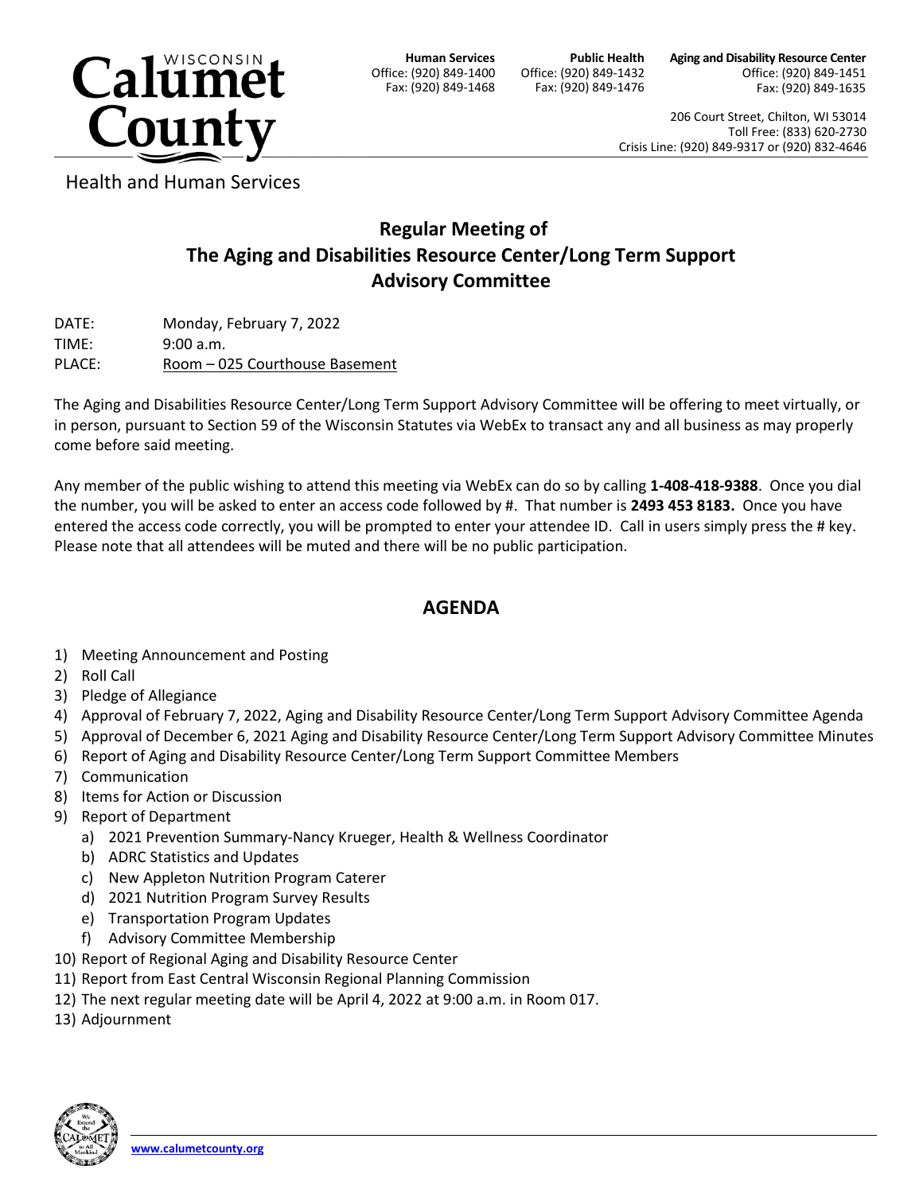Calumet County
Health and Human Services

**Human Services**
Office: (920) 849-1400
Fax: (920) 849-1468

**Public Health**
Office: (920) 849-1432
Fax: (920) 849-1476

**Aging and Disability Resource Center**
Office: (920) 849-1451
Fax: (920) 849-1635

206 Court Street, Chilton, WI 53014
Toll Free: (833) 620-2730
Crisis Line: (920) 849-9317 or (920) 832-4646

# Regular Meeting of The Aging and Disabilities Resource Center/Long Term Support Advisory Committee

DATE: Monday, February 7, 2022
TIME: 9:00 a.m.
PLACE: Room – 025 Courthouse Basement

The Aging and Disabilities Resource Center/Long Term Support Advisory Committee will be offering to meet virtually, or in person, pursuant to Section 59 of the Wisconsin Statutes via WebEx to transact any and all business as may properly come before said meeting.

Any member of the public wishing to attend this meeting via WebEx can do so by calling **1-408-418-9388**. Once you dial the number, you will be asked to enter an access code followed by #. That number is **2493 453 8183.** Once you have entered the access code correctly, you will be prompted to enter your attendee ID. Call in users simply press the # key. Please note that all attendees will be muted and there will be no public participation.

## AGENDA

1) Meeting Announcement and Posting
2) Roll Call
3) Pledge of Allegiance
4) Approval of February 7, 2022, Aging and Disability Resource Center/Long Term Support Advisory Committee Agenda
5) Approval of December 6, 2021 Aging and Disability Resource Center/Long Term Support Advisory Committee Minutes
6) Report of Aging and Disability Resource Center/Long Term Support Committee Members
7) Communication
8) Items for Action or Discussion
9) Report of Department
   a) 2021 Prevention Summary-Nancy Krueger, Health & Wellness Coordinator
   b) ADRC Statistics and Updates
   c) New Appleton Nutrition Program Caterer
   d) 2021 Nutrition Program Survey Results
   e) Transportation Program Updates
   f) Advisory Committee Membership
10) Report of Regional Aging and Disability Resource Center
11) Report from East Central Wisconsin Regional Planning Commission
12) The next regular meeting date will be April 4, 2022 at 9:00 a.m. in Room 017.
13) Adjournment

www.calumetcounty.org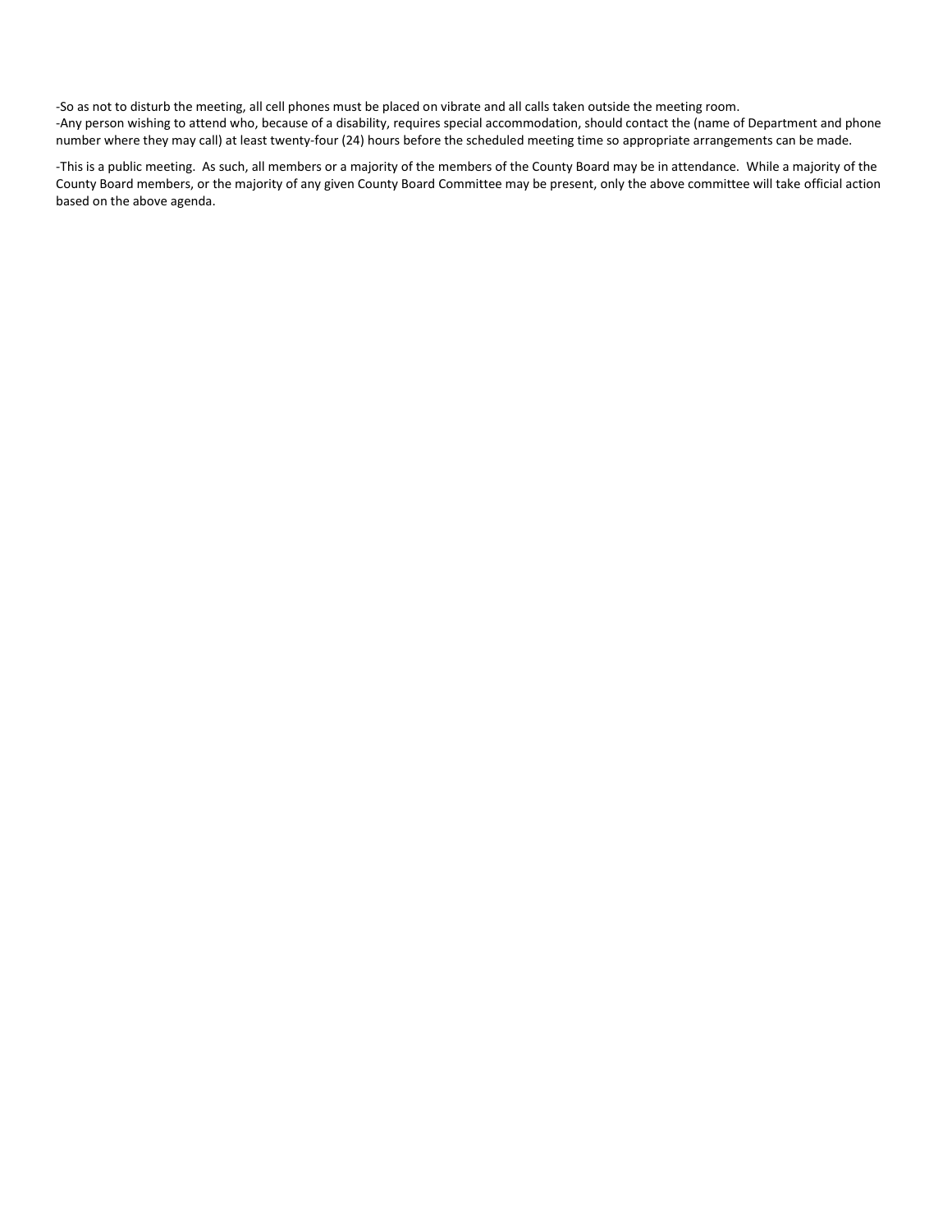-So as not to disturb the meeting, all cell phones must be placed on vibrate and all calls taken outside the meeting room.
-Any person wishing to attend who, because of a disability, requires special accommodation, should contact the (name of Department and phone number where they may call) at least twenty-four (24) hours before the scheduled meeting time so appropriate arrangements can be made.

-This is a public meeting. As such, all members or a majority of the members of the County Board may be in attendance. While a majority of the County Board members, or the majority of any given County Board Committee may be present, only the above committee will take official action based on the above agenda.